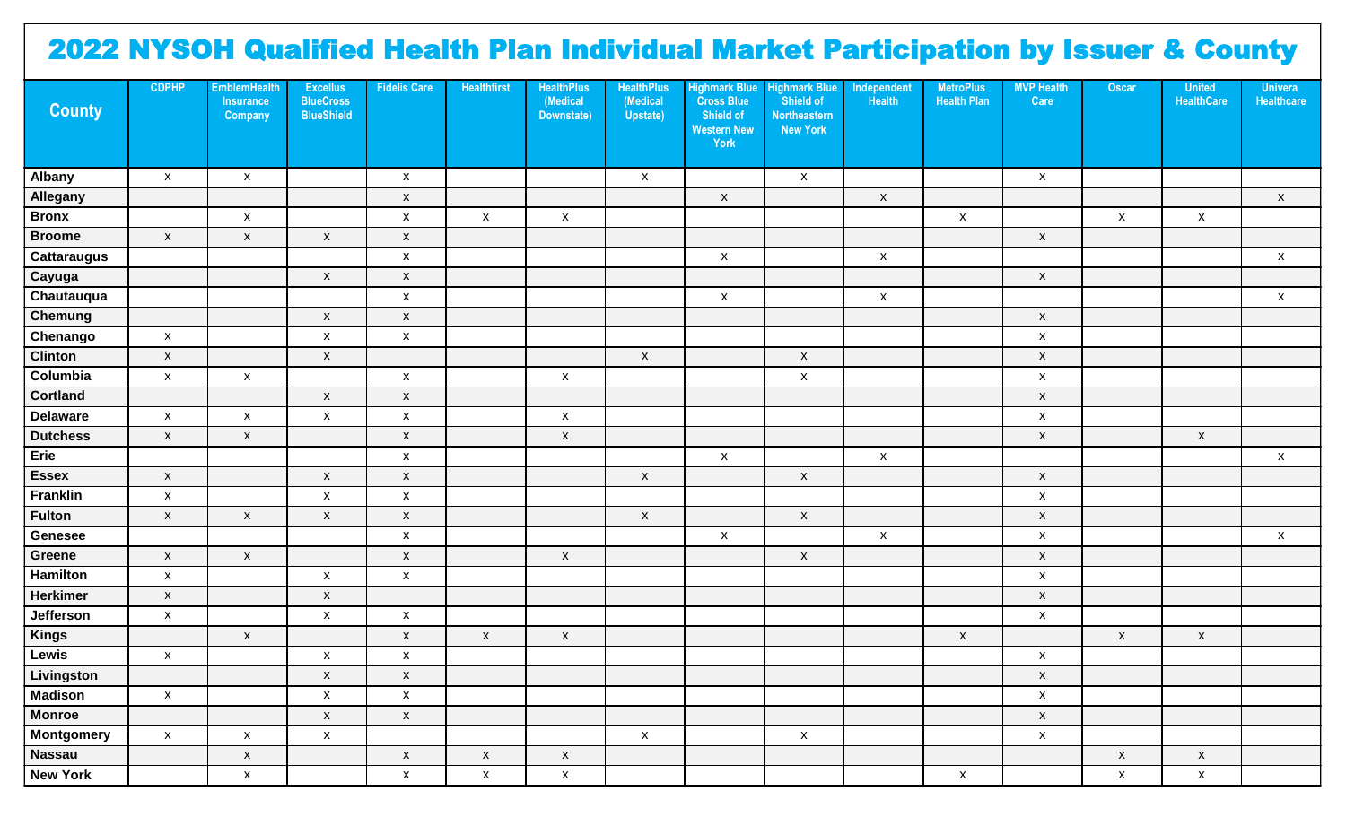# 2022 NYSOH Qualified Health Plan Individual Market Participation by Issuer & County

| County | CDPHP | EmblemHealth Insurance Company | Excellus BlueCross BlueShield | Fidelis Care | Healthfirst | HealthPlus (Medical Downstate) | HealthPlus (Medical Upstate) | Highmark Blue Cross Blue Shield of Western New York | Highmark Blue Shield of Northeastern New York | Independent Health | MetroPlus Health Plan | MVP Health Care | Oscar | United HealthCare | Univera Healthcare |
|---|---|---|---|---|---|---|---|---|---|---|---|---|---|---|---|
| **Albany** | x | x | | x | | | x | | x | | | x | | | |
| **Allegany** | | | | x | | | | x | | x | | | | | x |
| **Bronx** | | x | | x | x | x | | | | | x | | x | x | |
| **Broome** | x | x | x | x | | | | | | | | x | | | |
| **Cattaraugus** | | | | x | | | | x | | x | | | | | x |
| **Cayuga** | | | x | x | | | | | | | | x | | | |
| **Chautauqua** | | | | x | | | | x | | x | | | | | x |
| **Chemung** | | | x | x | | | | | | | | x | | | |
| **Chenango** | x | | x | x | | | | | | | | x | | | |
| **Clinton** | x | | x | | | | x | | x | | | x | | | |
| **Columbia** | x | x | | x | | x | | | x | | | x | | | |
| **Cortland** | | | x | x | | | | | | | | x | | | |
| **Delaware** | x | x | x | x | | x | | | | | | x | | | |
| **Dutchess** | x | x | | x | | x | | | | | | x | | x | |
| **Erie** | | | | x | | | | x | | x | | | | | x |
| **Essex** | x | | x | x | | | x | | x | | | x | | | |
| **Franklin** | x | | x | x | | | | | | | | x | | | |
| **Fulton** | x | x | x | x | | | x | | x | | | x | | | |
| **Genesee** | | | | x | | | | x | | x | | x | | | x |
| **Greene** | x | x | | x | | x | | | x | | | x | | | |
| **Hamilton** | x | | x | x | | | | | | | | x | | | |
| **Herkimer** | x | | x | | | | | | | | | x | | | |
| **Jefferson** | x | | x | x | | | | | | | | x | | | |
| **Kings** | | x | | x | x | x | | | | | x | | x | x | |
| **Lewis** | x | | x | x | | | | | | | | x | | | |
| **Livingston** | | | x | x | | | | | | | | x | | | |
| **Madison** | x | | x | x | | | | | | | | x | | | |
| **Monroe** | | | x | x | | | | | | | | x | | | |
| **Montgomery** | x | x | x | | | | x | | x | | | x | | | |
| **Nassau** | | x | | x | x | x | | | | | | | x | x | |
| **New York** | | x | | x | x | x | | | | | x | | x | x | |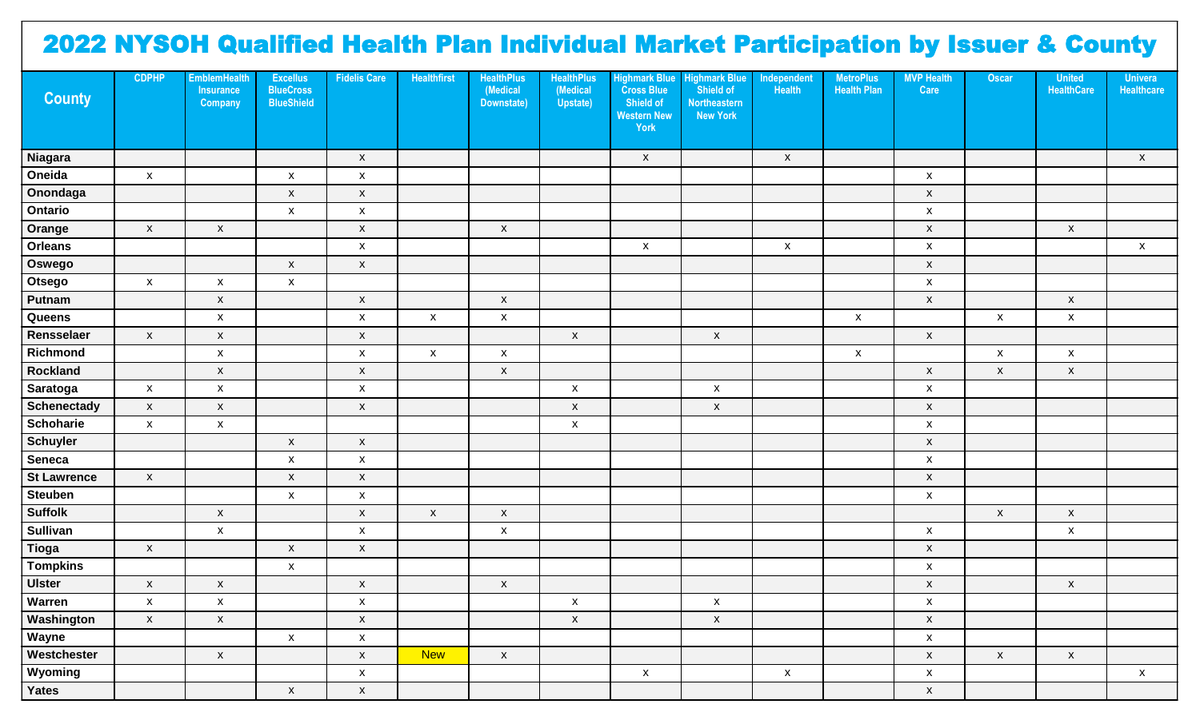# 2022 NYSOH Qualified Health Plan Individual Market Participation by Issuer & County

| County | CDPHP | EmblemHealth Insurance Company | Excellus BlueCross BlueShield | Fidelis Care | Healthfirst | HealthPlus (Medical Downstate) | HealthPlus (Medical Upstate) | Highmark Blue Cross Blue Shield of Western New York | Highmark Blue Shield of Northeastern New York | Independent Health | MetroPlus Health Plan | MVP Health Care | Oscar | United HealthCare | Univera Healthcare |
|---|---|---|---|---|---|---|---|---|---|---|---|---|---|---|---|
| Niagara | | | | x | | | | x | | x | | | | | x |
| Oneida | x | | x | x | | | | | | | | x | | | |
| Onondaga | | | x | x | | | | | | | | x | | | |
| Ontario | | | x | x | | | | | | | | x | | | |
| Orange | x | x | | x | | x | | | | | | x | | x | |
| Orleans | | | | x | | | | x | | x | | x | | | x |
| Oswego | | | x | x | | | | | | | | x | | | |
| Otsego | x | x | x | | | | | | | | | x | | | |
| Putnam | | x | | x | | x | | | | | | x | | x | |
| Queens | | x | | x | x | x | | | | | x | | x | x | |
| Rensselaer | x | x | | x | | | x | | x | | | x | | | |
| Richmond | | x | | x | x | x | | | | | x | | x | x | |
| Rockland | | x | | x | | x | | | | | | x | x | x | |
| Saratoga | x | x | | x | | | x | | x | | | x | | | |
| Schenectady | x | x | | x | | | x | | x | | | x | | | |
| Schoharie | x | x | | | | | x | | | | | x | | | |
| Schuyler | | | x | x | | | | | | | | x | | | |
| Seneca | | | x | x | | | | | | | | x | | | |
| St Lawrence | x | | x | x | | | | | | | | x | | | |
| Steuben | | | x | x | | | | | | | | x | | | |
| Suffolk | | x | | x | x | x | | | | | | | x | x | |
| Sullivan | | x | | x | | x | | | | | | x | | x | |
| Tioga | x | | x | x | | | | | | | | x | | | |
| Tompkins | | | x | | | | | | | | | x | | | |
| Ulster | x | x | | x | | x | | | | | | x | | x | |
| Warren | x | x | | x | | | x | | x | | | x | | | |
| Washington | x | x | | x | | | x | | x | | | x | | | |
| Wayne | | | x | x | | | | | | | | x | | | |
| Westchester | | x | | x | New | x | | | | | | x | x | x | |
| Wyoming | | | | x | | | | x | | x | | x | | | x |
| Yates | | | x | x | | | | | | | | x | | | |